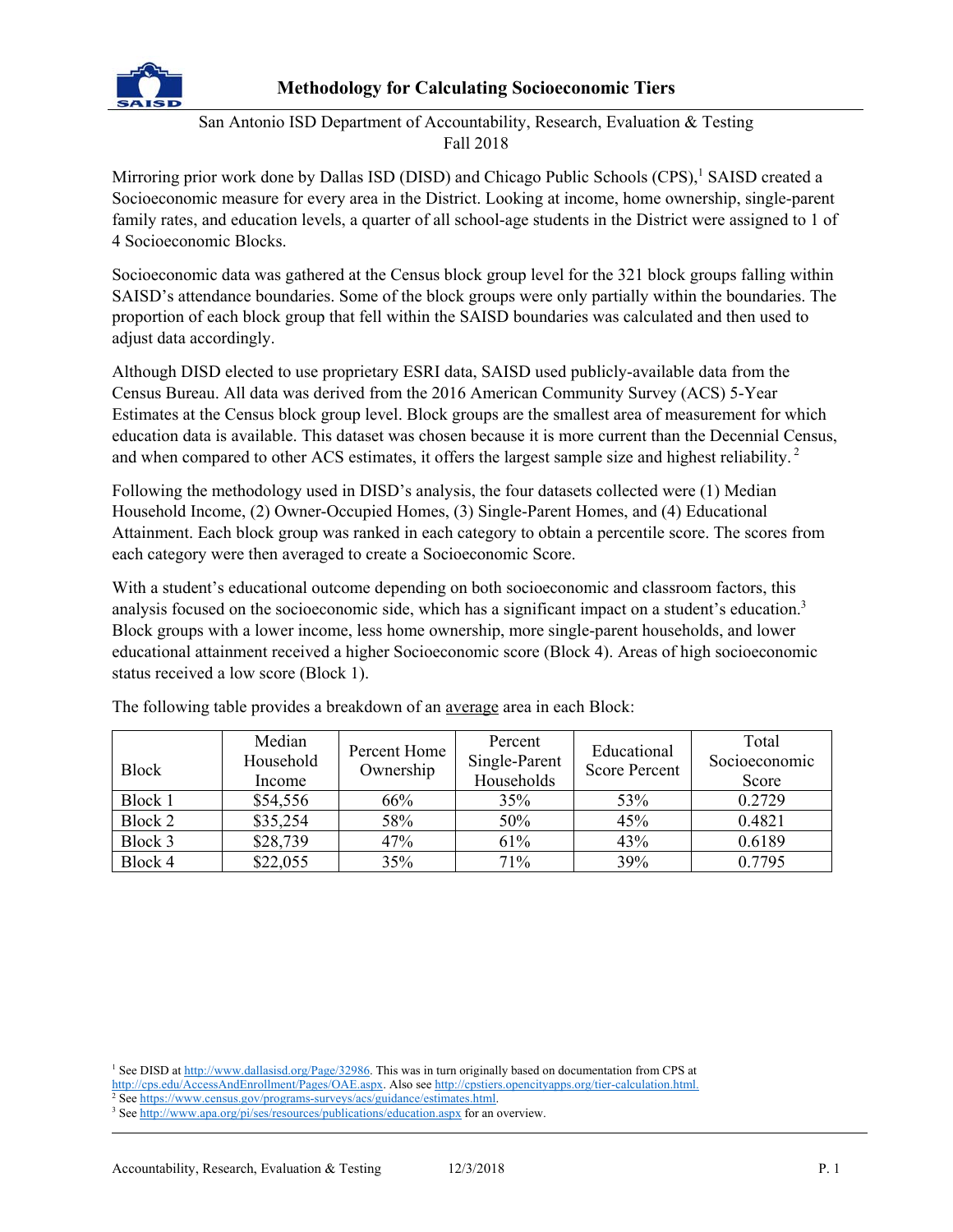# Methodology for Calculating Socioeconomic Tiers

San Antonio ISD Department of Accountability, Research, Evaluation & Testing
Fall 2018

Mirroring prior work done by Dallas ISD (DISD) and Chicago Public Schools (CPS),[1] SAISD created a Socioeconomic measure for every area in the District. Looking at income, home ownership, single-parent family rates, and education levels, a quarter of all school-age students in the District were assigned to 1 of 4 Socioeconomic Blocks.

Socioeconomic data was gathered at the Census block group level for the 321 block groups falling within SAISD's attendance boundaries. Some of the block groups were only partially within the boundaries. The proportion of each block group that fell within the SAISD boundaries was calculated and then used to adjust data accordingly.

Although DISD elected to use proprietary ESRI data, SAISD used publicly-available data from the Census Bureau. All data was derived from the 2016 American Community Survey (ACS) 5-Year Estimates at the Census block group level. Block groups are the smallest area of measurement for which education data is available. This dataset was chosen because it is more current than the Decennial Census, and when compared to other ACS estimates, it offers the largest sample size and highest reliability.[2]

Following the methodology used in DISD's analysis, the four datasets collected were (1) Median Household Income, (2) Owner-Occupied Homes, (3) Single-Parent Homes, and (4) Educational Attainment. Each block group was ranked in each category to obtain a percentile score. The scores from each category were then averaged to create a Socioeconomic Score.

With a student's educational outcome depending on both socioeconomic and classroom factors, this analysis focused on the socioeconomic side, which has a significant impact on a student's education.[3] Block groups with a lower income, less home ownership, more single-parent households, and lower educational attainment received a higher Socioeconomic score (Block 4). Areas of high socioeconomic status received a low score (Block 1).

The following table provides a breakdown of an average area in each Block:

| Block | Median Household Income | Percent Home Ownership | Percent Single-Parent Households | Educational Score Percent | Total Socioeconomic Score |
|---|---|---|---|---|---|
| Block 1 | $54,556 | 66% | 35% | 53% | 0.2729 |
| Block 2 | $35,254 | 58% | 50% | 45% | 0.4821 |
| Block 3 | $28,739 | 47% | 61% | 43% | 0.6189 |
| Block 4 | $22,055 | 35% | 71% | 39% | 0.7795 |

[1] See DISD at http://www.dallasisd.org/Page/32986. This was in turn originally based on documentation from CPS at http://cps.edu/AccessAndEnrollment/Pages/OAE.aspx. Also see http://cpstiers.opencityapps.org/tier-calculation.html.
[2] See https://www.census.gov/programs-surveys/acs/guidance/estimates.html.
[3] See http://www.apa.org/pi/ses/resources/publications/education.aspx for an overview.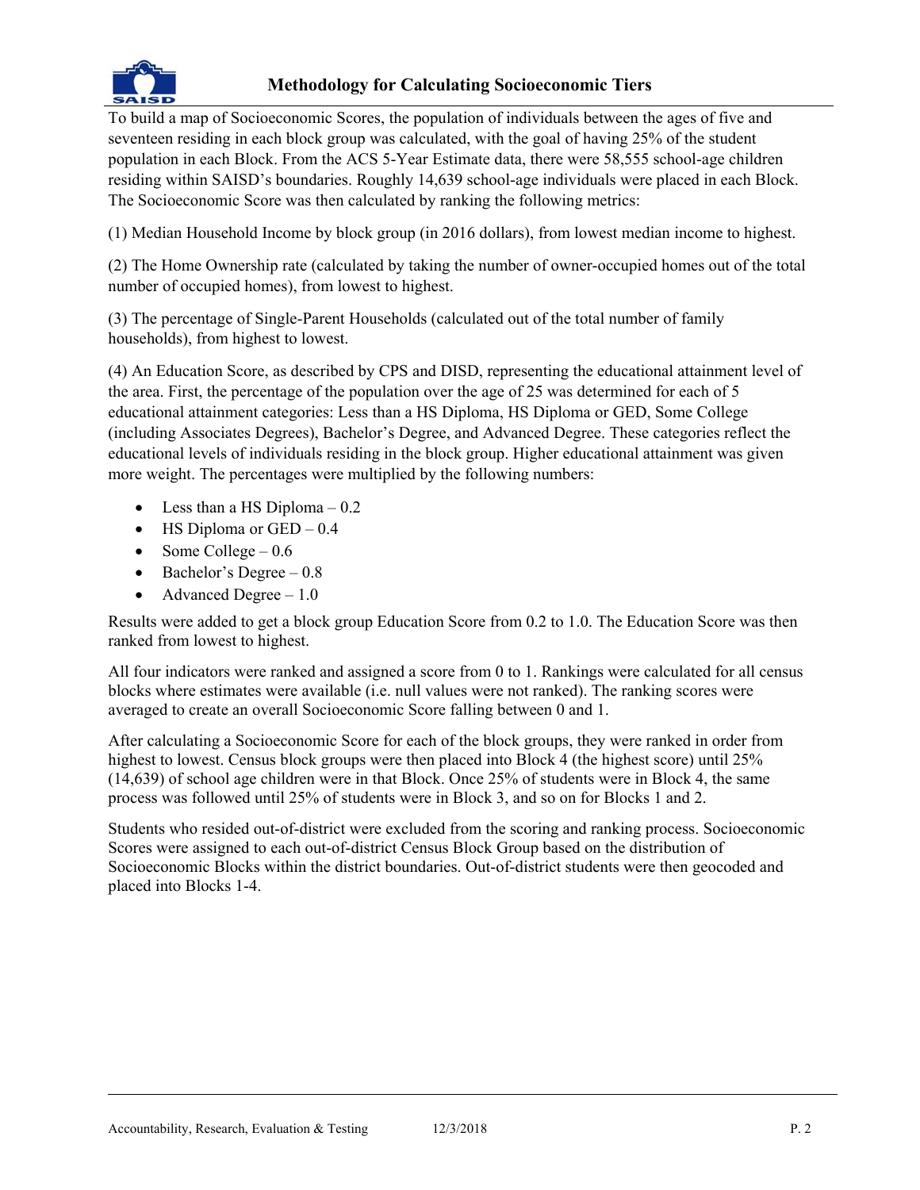## Methodology for Calculating Socioeconomic Tiers

To build a map of Socioeconomic Scores, the population of individuals between the ages of five and seventeen residing in each block group was calculated, with the goal of having 25% of the student population in each Block. From the ACS 5-Year Estimate data, there were 58,555 school-age children residing within SAISD's boundaries. Roughly 14,639 school-age individuals were placed in each Block. The Socioeconomic Score was then calculated by ranking the following metrics:

(1) Median Household Income by block group (in 2016 dollars), from lowest median income to highest.

(2) The Home Ownership rate (calculated by taking the number of owner-occupied homes out of the total number of occupied homes), from lowest to highest.

(3) The percentage of Single-Parent Households (calculated out of the total number of family households), from highest to lowest.

(4) An Education Score, as described by CPS and DISD, representing the educational attainment level of the area. First, the percentage of the population over the age of 25 was determined for each of 5 educational attainment categories: Less than a HS Diploma, HS Diploma or GED, Some College (including Associates Degrees), Bachelor's Degree, and Advanced Degree. These categories reflect the educational levels of individuals residing in the block group. Higher educational attainment was given more weight. The percentages were multiplied by the following numbers:

- Less than a HS Diploma – 0.2
- HS Diploma or GED – 0.4
- Some College – 0.6
- Bachelor's Degree – 0.8
- Advanced Degree – 1.0

Results were added to get a block group Education Score from 0.2 to 1.0. The Education Score was then ranked from lowest to highest.

All four indicators were ranked and assigned a score from 0 to 1. Rankings were calculated for all census blocks where estimates were available (i.e. null values were not ranked). The ranking scores were averaged to create an overall Socioeconomic Score falling between 0 and 1.

After calculating a Socioeconomic Score for each of the block groups, they were ranked in order from highest to lowest. Census block groups were then placed into Block 4 (the highest score) until 25% (14,639) of school age children were in that Block. Once 25% of students were in Block 4, the same process was followed until 25% of students were in Block 3, and so on for Blocks 1 and 2.

Students who resided out-of-district were excluded from the scoring and ranking process. Socioeconomic Scores were assigned to each out-of-district Census Block Group based on the distribution of Socioeconomic Blocks within the district boundaries. Out-of-district students were then geocoded and placed into Blocks 1-4.